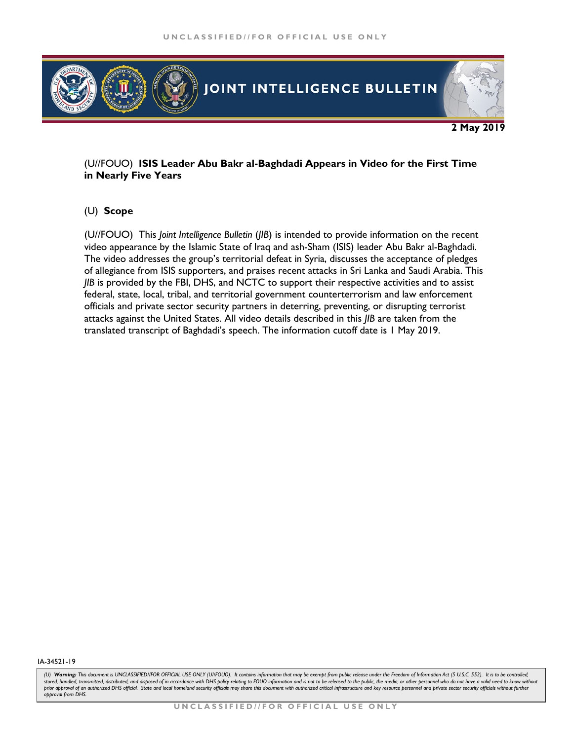# JOINT INTELLIGENCE BULLETIN

**2 May 2019**

## (U//FOUO) **ISIS Leader Abu Bakr al-Baghdadi Appears in Video for the First Time in Nearly Five Years**

### (U) **Scope**

(U//FOUO) This *Joint Intelligence Bulletin* (*JIB*) is intended to provide information on the recent video appearance by the Islamic State of Iraq and ash-Sham (ISIS) leader Abu Bakr al-Baghdadi. The video addresses the group's territorial defeat in Syria, discusses the acceptance of pledges of allegiance from ISIS supporters, and praises recent attacks in Sri Lanka and Saudi Arabia. This *JIB* is provided by the FBI, DHS, and NCTC to support their respective activities and to assist federal, state, local, tribal, and territorial government counterterrorism and law enforcement officials and private sector security partners in deterring, preventing, or disrupting terrorist attacks against the United States. All video details described in this *JIB* are taken from the translated transcript of Baghdadi's speech. The information cutoff date is 1 May 2019.

IA-34521-19

*(U) **Warning:** This document is UNCLASSIFIED//FOR OFFICIAL USE ONLY (U//FOUO). It contains information that may be exempt from public release under the Freedom of Information Act (5 U.S.C. 552). It is to be controlled, stored, handled, transmitted, distributed, and disposed of in accordance with DHS policy relating to FOUO information and is not to be released to the public, the media, or other personnel who do not have a valid need to know without prior approval of an authorized DHS official. State and local homeland security officials may share this document with authorized critical infrastructure and key resource personnel and private sector security officials without further approval from DHS.*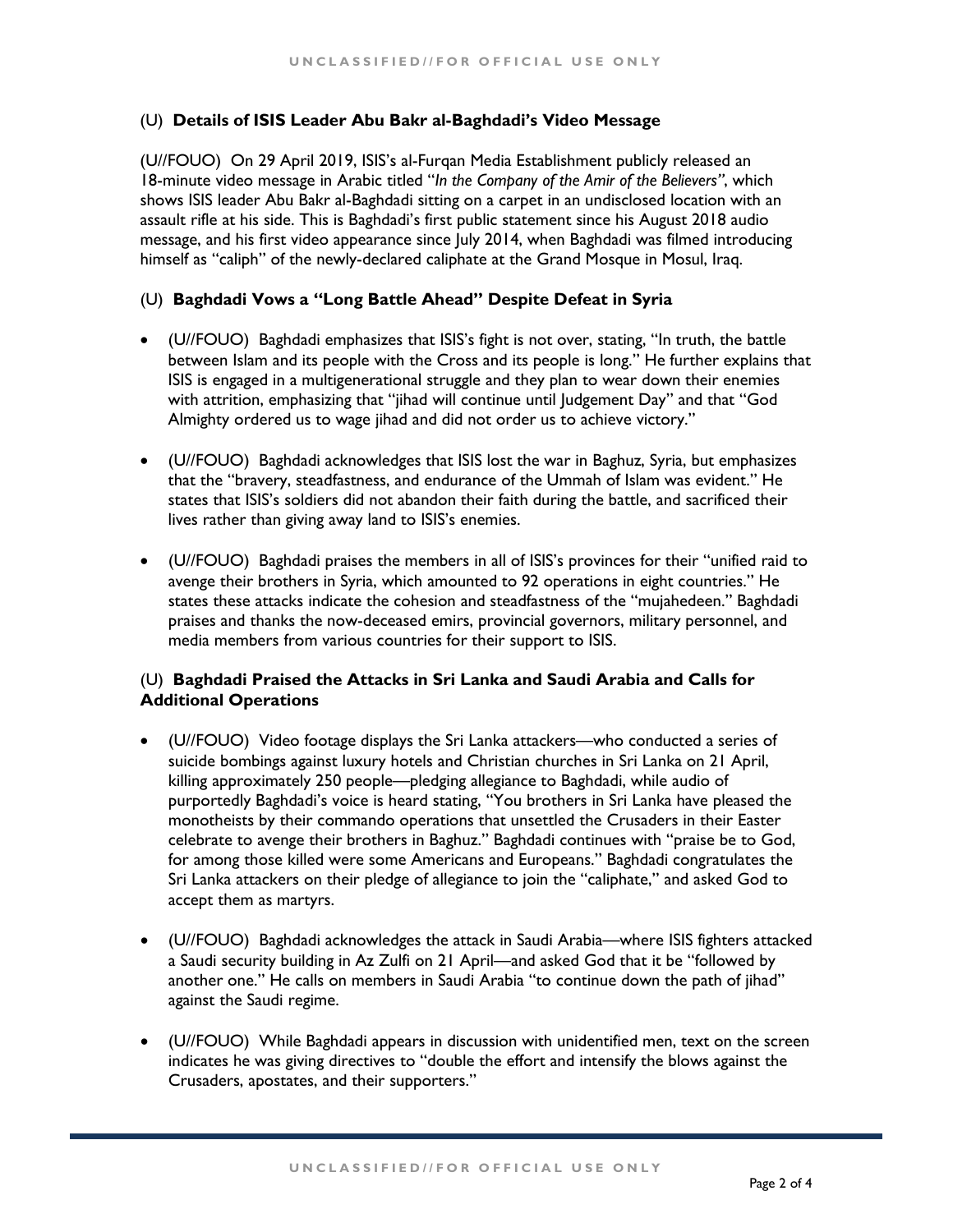## (U) **Details of ISIS Leader Abu Bakr al-Baghdadi's Video Message**

(U//FOUO) On 29 April 2019, ISIS's al-Furqan Media Establishment publicly released an 18-minute video message in Arabic titled "*In the Company of the Amir of the Believers"*, which shows ISIS leader Abu Bakr al-Baghdadi sitting on a carpet in an undisclosed location with an assault rifle at his side. This is Baghdadi's first public statement since his August 2018 audio message, and his first video appearance since July 2014, when Baghdadi was filmed introducing himself as "caliph" of the newly-declared caliphate at the Grand Mosque in Mosul, Iraq.

## (U) **Baghdadi Vows a "Long Battle Ahead" Despite Defeat in Syria**

- (U//FOUO) Baghdadi emphasizes that ISIS's fight is not over, stating, "In truth, the battle between Islam and its people with the Cross and its people is long." He further explains that ISIS is engaged in a multigenerational struggle and they plan to wear down their enemies with attrition, emphasizing that "jihad will continue until Judgement Day" and that "God Almighty ordered us to wage jihad and did not order us to achieve victory."

- (U//FOUO) Baghdadi acknowledges that ISIS lost the war in Baghuz, Syria, but emphasizes that the "bravery, steadfastness, and endurance of the Ummah of Islam was evident." He states that ISIS's soldiers did not abandon their faith during the battle, and sacrificed their lives rather than giving away land to ISIS's enemies.

- (U//FOUO) Baghdadi praises the members in all of ISIS's provinces for their "unified raid to avenge their brothers in Syria, which amounted to 92 operations in eight countries." He states these attacks indicate the cohesion and steadfastness of the "mujahedeen." Baghdadi praises and thanks the now-deceased emirs, provincial governors, military personnel, and media members from various countries for their support to ISIS.

## (U) **Baghdadi Praised the Attacks in Sri Lanka and Saudi Arabia and Calls for Additional Operations**

- (U//FOUO) Video footage displays the Sri Lanka attackers—who conducted a series of suicide bombings against luxury hotels and Christian churches in Sri Lanka on 21 April, killing approximately 250 people—pledging allegiance to Baghdadi, while audio of purportedly Baghdadi's voice is heard stating, "You brothers in Sri Lanka have pleased the monotheists by their commando operations that unsettled the Crusaders in their Easter celebrate to avenge their brothers in Baghuz." Baghdadi continues with "praise be to God, for among those killed were some Americans and Europeans." Baghdadi congratulates the Sri Lanka attackers on their pledge of allegiance to join the "caliphate," and asked God to accept them as martyrs.

- (U//FOUO) Baghdadi acknowledges the attack in Saudi Arabia—where ISIS fighters attacked a Saudi security building in Az Zulfi on 21 April—and asked God that it be "followed by another one." He calls on members in Saudi Arabia "to continue down the path of jihad" against the Saudi regime.

- (U//FOUO) While Baghdadi appears in discussion with unidentified men, text on the screen indicates he was giving directives to "double the effort and intensify the blows against the Crusaders, apostates, and their supporters."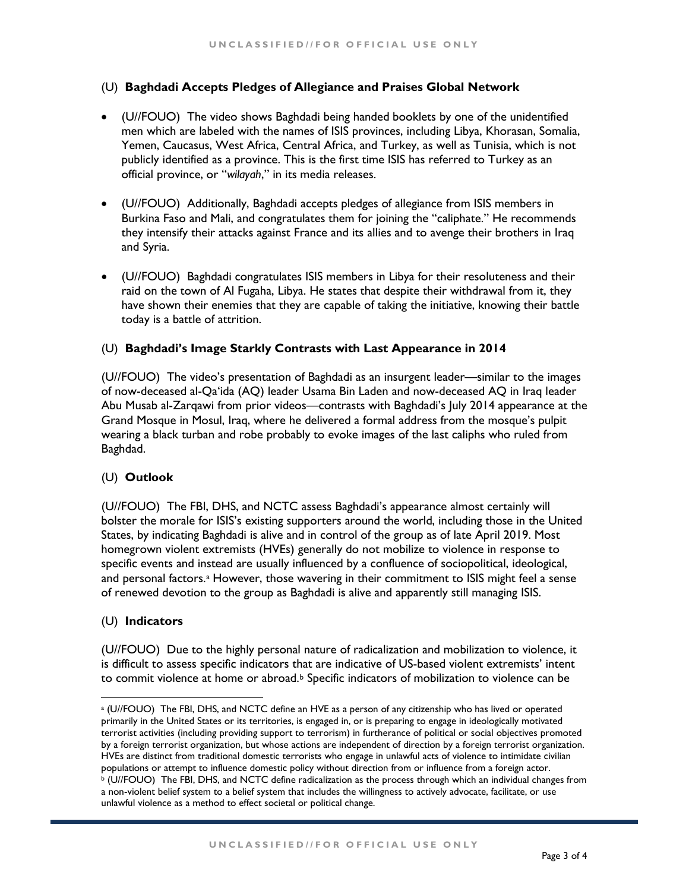## (U) **Baghdadi Accepts Pledges of Allegiance and Praises Global Network**

- (U//FOUO) The video shows Baghdadi being handed booklets by one of the unidentified men which are labeled with the names of ISIS provinces, including Libya, Khorasan, Somalia, Yemen, Caucasus, West Africa, Central Africa, and Turkey, as well as Tunisia, which is not publicly identified as a province. This is the first time ISIS has referred to Turkey as an official province, or "*wilayah*," in its media releases.

- (U//FOUO) Additionally, Baghdadi accepts pledges of allegiance from ISIS members in Burkina Faso and Mali, and congratulates them for joining the "caliphate." He recommends they intensify their attacks against France and its allies and to avenge their brothers in Iraq and Syria.

- (U//FOUO) Baghdadi congratulates ISIS members in Libya for their resoluteness and their raid on the town of Al Fugaha, Libya. He states that despite their withdrawal from it, they have shown their enemies that they are capable of taking the initiative, knowing their battle today is a battle of attrition.

## (U) **Baghdadi's Image Starkly Contrasts with Last Appearance in 2014**

(U//FOUO) The video's presentation of Baghdadi as an insurgent leader—similar to the images of now-deceased al-Qa'ida (AQ) leader Usama Bin Laden and now-deceased AQ in Iraq leader Abu Musab al-Zarqawi from prior videos—contrasts with Baghdadi's July 2014 appearance at the Grand Mosque in Mosul, Iraq, where he delivered a formal address from the mosque's pulpit wearing a black turban and robe probably to evoke images of the last caliphs who ruled from Baghdad.

## (U) **Outlook**

(U//FOUO) The FBI, DHS, and NCTC assess Baghdadi's appearance almost certainly will bolster the morale for ISIS's existing supporters around the world, including those in the United States, by indicating Baghdadi is alive and in control of the group as of late April 2019. Most homegrown violent extremists (HVEs) generally do not mobilize to violence in response to specific events and instead are usually influenced by a confluence of sociopolitical, ideological, and personal factors.[a] However, those wavering in their commitment to ISIS might feel a sense of renewed devotion to the group as Baghdadi is alive and apparently still managing ISIS.

## (U) **Indicators**

(U//FOUO) Due to the highly personal nature of radicalization and mobilization to violence, it is difficult to assess specific indicators that are indicative of US-based violent extremists' intent to commit violence at home or abroad.[b] Specific indicators of mobilization to violence can be

---

[a] (U//FOUO) The FBI, DHS, and NCTC define an HVE as a person of any citizenship who has lived or operated primarily in the United States or its territories, is engaged in, or is preparing to engage in ideologically motivated terrorist activities (including providing support to terrorism) in furtherance of political or social objectives promoted by a foreign terrorist organization, but whose actions are independent of direction by a foreign terrorist organization. HVEs are distinct from traditional domestic terrorists who engage in unlawful acts of violence to intimidate civilian populations or attempt to influence domestic policy without direction from or influence from a foreign actor.

[b] (U//FOUO) The FBI, DHS, and NCTC define radicalization as the process through which an individual changes from a non-violent belief system to a belief system that includes the willingness to actively advocate, facilitate, or use unlawful violence as a method to effect societal or political change.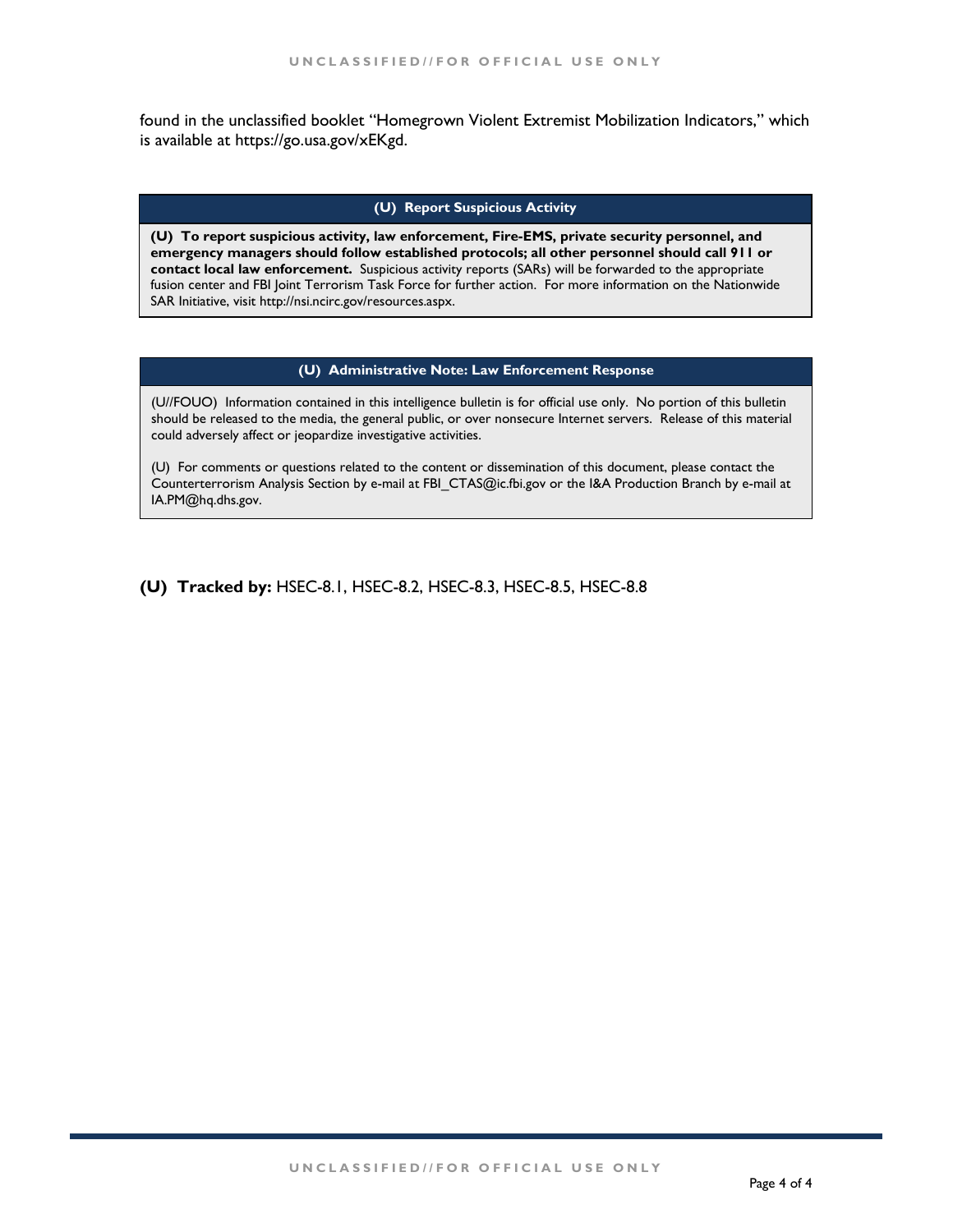found in the unclassified booklet "Homegrown Violent Extremist Mobilization Indicators," which is available at https://go.usa.gov/xEKgd.

### (U) Report Suspicious Activity

**(U) To report suspicious activity, law enforcement, Fire-EMS, private security personnel, and emergency managers should follow established protocols; all other personnel should call 911 or contact local law enforcement.** Suspicious activity reports (SARs) will be forwarded to the appropriate fusion center and FBI Joint Terrorism Task Force for further action. For more information on the Nationwide SAR Initiative, visit http://nsi.ncirc.gov/resources.aspx.

### (U) Administrative Note: Law Enforcement Response

(U//FOUO) Information contained in this intelligence bulletin is for official use only. No portion of this bulletin should be released to the media, the general public, or over nonsecure Internet servers. Release of this material could adversely affect or jeopardize investigative activities.

(U) For comments or questions related to the content or dissemination of this document, please contact the Counterterrorism Analysis Section by e-mail at FBI_CTAS@ic.fbi.gov or the I&A Production Branch by e-mail at IA.PM@hq.dhs.gov.

**(U) Tracked by:** HSEC-8.1, HSEC-8.2, HSEC-8.3, HSEC-8.5, HSEC-8.8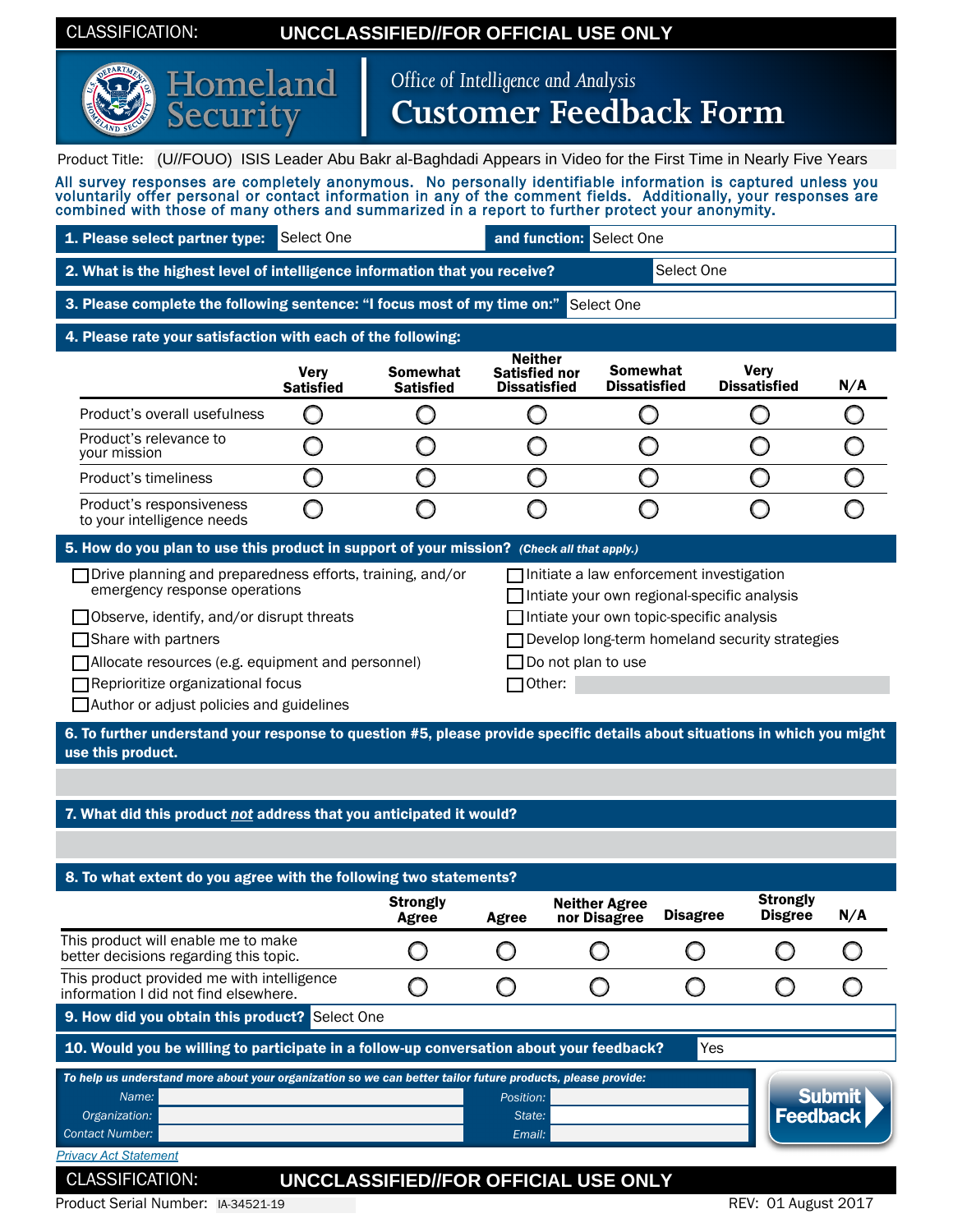CLASSIFICATION: **UNCLASSIFIED//FOR OFFICIAL USE ONLY**

Homeland Security

Office of Intelligence and Analysis

# Customer Feedback Form

Product Title: (U//FOUO) ISIS Leader Abu Bakr al-Baghdadi Appears in Video for the First Time in Nearly Five Years

All survey responses are completely anonymous. No personally identifiable information is captured unless you voluntarily offer personal or contact information in any of the comment fields. Additionally, your responses are combined with those of many others and summarized in a report to further protect your anonymity.

**1. Please select partner type:** Select One **and function:** Select One

**2. What is the highest level of intelligence information that you receive?** Select One

**3. Please complete the following sentence: "I focus most of my time on:"** Select One

**4. Please rate your satisfaction with each of the following:**

| | Very Satisfied | Somewhat Satisfied | Neither Satisfied nor Dissatisfied | Somewhat Dissatisfied | Very Dissatisfied | N/A |
|---|---|---|---|---|---|---|
| Product's overall usefulness | ○ | ○ | ○ | ○ | ○ | ○ |
| Product's relevance to your mission | ○ | ○ | ○ | ○ | ○ | ○ |
| Product's timeliness | ○ | ○ | ○ | ○ | ○ | ○ |
| Product's responsiveness to your intelligence needs | ○ | ○ | ○ | ○ | ○ | ○ |

**5. How do you plan to use this product in support of your mission?** ***(Check all that apply.)***

- ☐ Drive planning and preparedness efforts, training, and/or emergency response operations
- ☐ Observe, identify, and/or disrupt threats
- ☐ Share with partners
- ☐ Allocate resources (e.g. equipment and personnel)
- ☐ Reprioritize organizational focus
- ☐ Author or adjust policies and guidelines
- ☐ Initiate a law enforcement investigation
- ☐ Intiate your own regional-specific analysis
- ☐ Intiate your own topic-specific analysis
- ☐ Develop long-term homeland security strategies
- ☐ Do not plan to use
- ☐ Other:

**6. To further understand your response to question #5, please provide specific details about situations in which you might use this product.**

**7. What did this product *not* address that you anticipated it would?**

**8. To what extent do you agree with the following two statements?**

| | Strongly Agree | Agree | Neither Agree nor Disagree | Disagree | Strongly Disgree | N/A |
|---|---|---|---|---|---|---|
| This product will enable me to make better decisions regarding this topic. | ○ | ○ | ○ | ○ | ○ | ○ |
| This product provided me with intelligence information I did not find elsewhere. | ○ | ○ | ○ | ○ | ○ | ○ |

**9. How did you obtain this product?** Select One

**10. Would you be willing to participate in a follow-up conversation about your feedback?** Yes

*To help us understand more about your organization so we can better tailor future products, please provide:*

*Name:* *Position:*

*Organization:* *State:*

*Contact Number:* *Email:*

Submit Feedback

Privacy Act Statement

CLASSIFICATION: **UNCLASSIFIED//FOR OFFICIAL USE ONLY**

Product Serial Number: IA-34521-19 REV: 01 August 2017